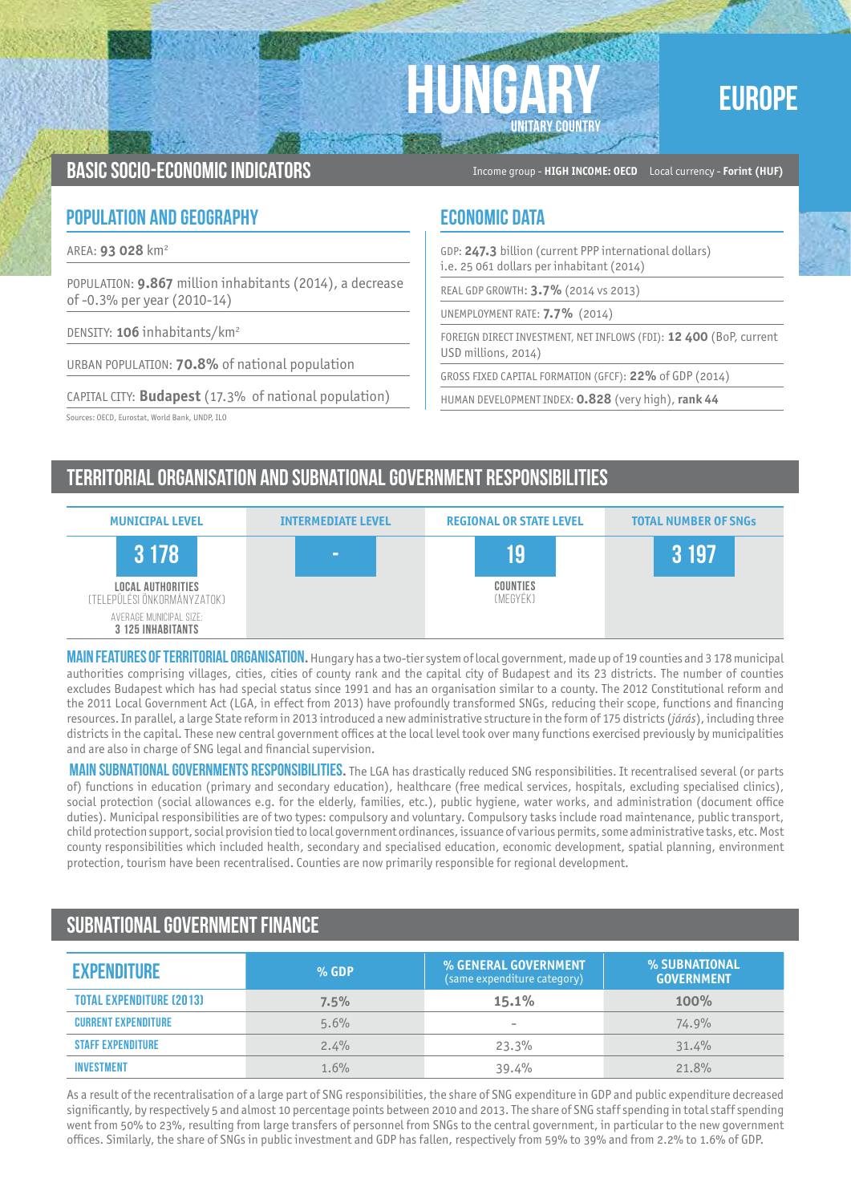# HUNGARY

UNITARY COUNTRY

EUROPE

## BASIC SOCIO-ECONOMIC INDICATORS

Income group - **HIGH INCOME: OECD** Local currency - **Forint (HUF)**

### POPULATION AND GEOGRAPHY

AREA: **93 028** km²

POPULATION: **9.867** million inhabitants (2014), a decrease of -0.3% per year (2010-14)

DENSITY: **106** inhabitants/km²

URBAN POPULATION: **70.8%** of national population

CAPITAL CITY: **Budapest** (17.3% of national population)

Sources: OECD, Eurostat, World Bank, UNDP, ILO

### ECONOMIC DATA

GDP: **247.3** billion (current PPP international dollars) i.e. 25 061 dollars per inhabitant (2014)

REAL GDP GROWTH: **3.7%** (2014 vs 2013)

UNEMPLOYMENT RATE: **7.7%** (2014)

FOREIGN DIRECT INVESTMENT, NET INFLOWS (FDI): **12 400** (BoP, current USD millions, 2014)

GROSS FIXED CAPITAL FORMATION (GFCF): **22%** of GDP (2014)

HUMAN DEVELOPMENT INDEX: **0.828** (very high), **rank 44**

## TERRITORIAL ORGANISATION AND SUBNATIONAL GOVERNMENT RESPONSIBILITIES

| MUNICIPAL LEVEL | INTERMEDIATE LEVEL | REGIONAL OR STATE LEVEL | TOTAL NUMBER OF SNGs |
|---|---|---|---|
| 3 178 | - | 19 | 3 197 |
| LOCAL AUTHORITIES (TELEPÜLÉSI ÖNKORMÁNYZATOK) AVERAGE MUNICIPAL SIZE: 3 125 INHABITANTS | | COUNTIES (MEGYÉK) | |

**MAIN FEATURES OF TERRITORIAL ORGANISATION.** Hungary has a two-tier system of local government, made up of 19 counties and 3 178 municipal authorities comprising villages, cities, cities of county rank and the capital city of Budapest and its 23 districts. The number of counties excludes Budapest which has had special status since 1991 and has an organisation similar to a county. The 2012 Constitutional reform and the 2011 Local Government Act (LGA, in effect from 2013) have profoundly transformed SNGs, reducing their scope, functions and financing resources. In parallel, a large State reform in 2013 introduced a new administrative structure in the form of 175 districts (*járás*), including three districts in the capital. These new central government offices at the local level took over many functions exercised previously by municipalities and are also in charge of SNG legal and financial supervision.

**MAIN SUBNATIONAL GOVERNMENTS RESPONSIBILITIES.** The LGA has drastically reduced SNG responsibilities. It recentralised several (or parts of) functions in education (primary and secondary education), healthcare (free medical services, hospitals, excluding specialised clinics), social protection (social allowances e.g. for the elderly, families, etc.), public hygiene, water works, and administration (document office duties). Municipal responsibilities are of two types: compulsory and voluntary. Compulsory tasks include road maintenance, public transport, child protection support, social provision tied to local government ordinances, issuance of various permits, some administrative tasks, etc. Most county responsibilities which included health, secondary and specialised education, economic development, spatial planning, environment protection, tourism have been recentralised. Counties are now primarily responsible for regional development.

## SUBNATIONAL GOVERNMENT FINANCE

| EXPENDITURE | % GDP | % GENERAL GOVERNMENT (same expenditure category) | % SUBNATIONAL GOVERNMENT |
|---|---|---|---|
| TOTAL EXPENDITURE (2013) | 7.5% | 15.1% | 100% |
| CURRENT EXPENDITURE | 5.6% | - | 74.9% |
| STAFF EXPENDITURE | 2.4% | 23.3% | 31.4% |
| INVESTMENT | 1.6% | 39.4% | 21.8% |

As a result of the recentralisation of a large part of SNG responsibilities, the share of SNG expenditure in GDP and public expenditure decreased significantly, by respectively 5 and almost 10 percentage points between 2010 and 2013. The share of SNG staff spending in total staff spending went from 50% to 23%, resulting from large transfers of personnel from SNGs to the central government, in particular to the new government offices. Similarly, the share of SNGs in public investment and GDP has fallen, respectively from 59% to 39% and from 2.2% to 1.6% of GDP.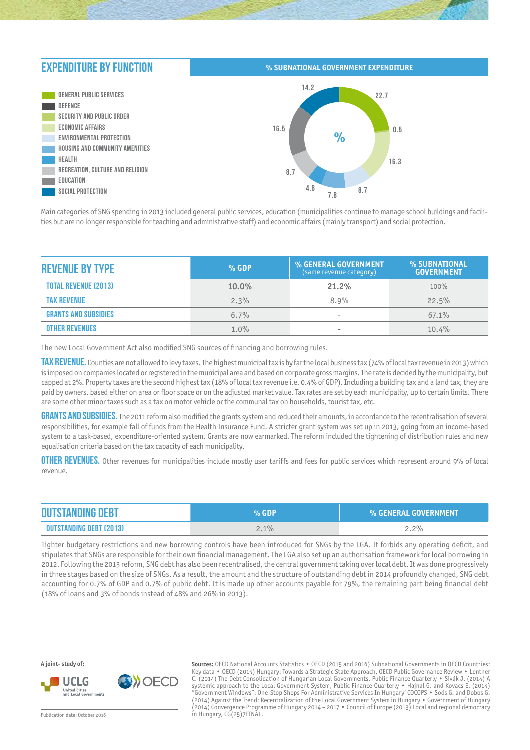## EXPENDITURE BY FUNCTION

% SUBNATIONAL GOVERNMENT EXPENDITURE

- GENERAL PUBLIC SERVICES
- DEFENCE
- SECURITY AND PUBLIC ORDER
- ECONOMIC AFFAIRS
- ENVIRONMENTAL PROTECTION
- HOUSING AND COMMUNITY AMENITIES
- HEALTH
- RECREATION, CULTURE AND RELIGION
- EDUCATION
- SOCIAL PROTECTION

%

14.2
22.7
0.5
16.3
8.7
7.8
4.6
8.7
16.5

Main categories of SNG spending in 2013 included general public services, education (municipalities continue to manage school buildings and facilities but are no longer responsible for teaching and administrative staff) and economic affairs (mainly transport) and social protection.

| REVENUE BY TYPE | % GDP | % GENERAL GOVERNMENT (same revenue category) | % SUBNATIONAL GOVERNMENT |
|---|---|---|---|
| TOTAL REVENUE (2013) | 10.0% | 21.2% | 100% |
| TAX REVENUE | 2.3% | 8.9% | 22.5% |
| GRANTS AND SUBSIDIES | 6.7% | - | 67.1% |
| OTHER REVENUES | 1.0% | - | 10.4% |

The new Local Government Act also modified SNG sources of financing and borrowing rules.

**TAX REVENUE.** Counties are not allowed to levy taxes. The highest municipal tax is by far the local business tax (74% of local tax revenue in 2013) which is imposed on companies located or registered in the municipal area and based on corporate gross margins. The rate is decided by the municipality, but capped at 2%. Property taxes are the second highest tax (18% of local tax revenue i.e. 0.4% of GDP). Including a building tax and a land tax, they are paid by owners, based either on area or floor space or on the adjusted market value. Tax rates are set by each municipality, up to certain limits. There are some other minor taxes such as a tax on motor vehicle or the communal tax on households, tourist tax, etc.

**GRANTS AND SUBSIDIES.** The 2011 reform also modified the grants system and reduced their amounts, in accordance to the recentralisation of several responsibilities, for example fall of funds from the Health Insurance Fund. A stricter grant system was set up in 2013, going from an income-based system to a task-based, expenditure-oriented system. Grants are now earmarked. The reform included the tightening of distribution rules and new equalisation criteria based on the tax capacity of each municipality.

**OTHER REVENUES.** Other revenues for municipalities include mostly user tariffs and fees for public services which represent around 9% of local revenue.

| OUTSTANDING DEBT | % GDP | % GENERAL GOVERNMENT |
|---|---|---|
| OUTSTANDING DEBT (2013) | 2.1% | 2.2% |

Tighter budgetary restrictions and new borrowing controls have been introduced for SNGs by the LGA. It forbids any operating deficit, and stipulates that SNGs are responsible for their own financial management. The LGA also set up an authorisation framework for local borrowing in 2012. Following the 2013 reform, SNG debt has also been recentralised, the central government taking over local debt. It was done progressively in three stages based on the size of SNGs. As a result, the amount and the structure of outstanding debt in 2014 profoundly changed, SNG debt accounting for 0.7% of GDP and 0.7% of public debt. It is made up other accounts payable for 79%, the remaining part being financial debt (18% of loans and 3% of bonds instead of 48% and 26% in 2013).

A joint- study of: UCLG United Cities and Local Governments, OECD

Publication date: October 2016

**Sources:** OECD National Accounts Statistics • OECD (2015 and 2016) Subnational Governments in OECD Countries: Key data • OECD (2015) Hungary: Towards a Strategic State Approach, OECD Public Governance Review • Lentner C. (2014) The Debt Consolidation of Hungarian Local Governments, Public Finance Quarterly • Sivák J. (2014) A systemic approach to the Local Government System, Public Finance Quarterly • Hajnal G. and Kovacs E. (2014) "Government Windows": One-Stop Shops For Administrative Services In Hungary' COCOPS • Soós G. and Dobos G. (2014) Against the Trend: Recentralization of the Local Government System in Hungary • Government of Hungary (2014) Convergence Programme of Hungary 2014 – 2017 • Council of Europe (2013) Local and regional democracy in Hungary, CG(25)7FINAL.